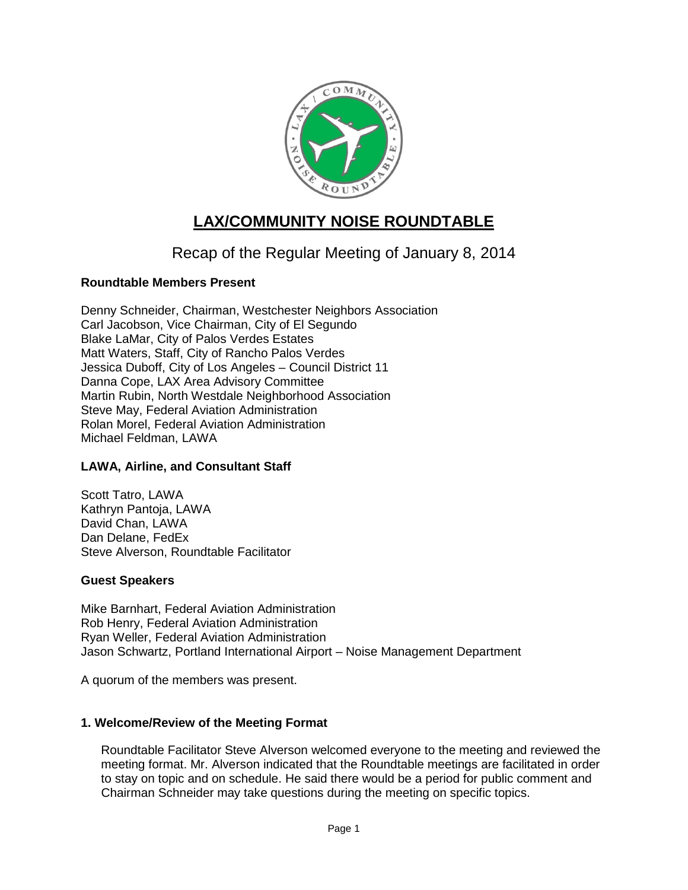# LAX/COMMUNITY NOISE ROUNDTABLE

## Recap of the Regular Meeting of January 8, 2014

**Roundtable Members Present**

Denny Schneider, Chairman, Westchester Neighbors Association
Carl Jacobson, Vice Chairman, City of El Segundo
Blake LaMar, City of Palos Verdes Estates
Matt Waters, Staff, City of Rancho Palos Verdes
Jessica Duboff, City of Los Angeles – Council District 11
Danna Cope, LAX Area Advisory Committee
Martin Rubin, North Westdale Neighborhood Association
Steve May, Federal Aviation Administration
Rolan Morel, Federal Aviation Administration
Michael Feldman, LAWA

**LAWA, Airline, and Consultant Staff**

Scott Tatro, LAWA
Kathryn Pantoja, LAWA
David Chan, LAWA
Dan Delane, FedEx
Steve Alverson, Roundtable Facilitator

**Guest Speakers**

Mike Barnhart, Federal Aviation Administration
Rob Henry, Federal Aviation Administration
Ryan Weller, Federal Aviation Administration
Jason Schwartz, Portland International Airport – Noise Management Department

A quorum of the members was present.

### 1. Welcome/Review of the Meeting Format

Roundtable Facilitator Steve Alverson welcomed everyone to the meeting and reviewed the meeting format. Mr. Alverson indicated that the Roundtable meetings are facilitated in order to stay on topic and on schedule. He said there would be a period for public comment and Chairman Schneider may take questions during the meeting on specific topics.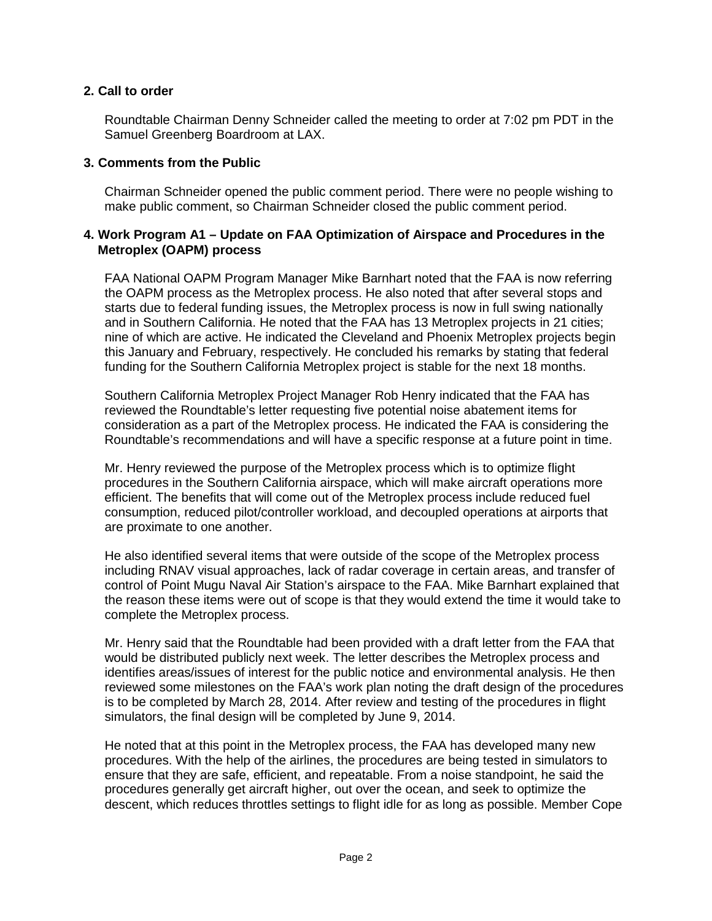## 2. Call to order

Roundtable Chairman Denny Schneider called the meeting to order at 7:02 pm PDT in the Samuel Greenberg Boardroom at LAX.

## 3. Comments from the Public

Chairman Schneider opened the public comment period. There were no people wishing to make public comment, so Chairman Schneider closed the public comment period.

## 4. Work Program A1 – Update on FAA Optimization of Airspace and Procedures in the Metroplex (OAPM) process

FAA National OAPM Program Manager Mike Barnhart noted that the FAA is now referring the OAPM process as the Metroplex process. He also noted that after several stops and starts due to federal funding issues, the Metroplex process is now in full swing nationally and in Southern California. He noted that the FAA has 13 Metroplex projects in 21 cities; nine of which are active. He indicated the Cleveland and Phoenix Metroplex projects begin this January and February, respectively. He concluded his remarks by stating that federal funding for the Southern California Metroplex project is stable for the next 18 months.

Southern California Metroplex Project Manager Rob Henry indicated that the FAA has reviewed the Roundtable's letter requesting five potential noise abatement items for consideration as a part of the Metroplex process. He indicated the FAA is considering the Roundtable's recommendations and will have a specific response at a future point in time.

Mr. Henry reviewed the purpose of the Metroplex process which is to optimize flight procedures in the Southern California airspace, which will make aircraft operations more efficient. The benefits that will come out of the Metroplex process include reduced fuel consumption, reduced pilot/controller workload, and decoupled operations at airports that are proximate to one another.

He also identified several items that were outside of the scope of the Metroplex process including RNAV visual approaches, lack of radar coverage in certain areas, and transfer of control of Point Mugu Naval Air Station's airspace to the FAA. Mike Barnhart explained that the reason these items were out of scope is that they would extend the time it would take to complete the Metroplex process.

Mr. Henry said that the Roundtable had been provided with a draft letter from the FAA that would be distributed publicly next week. The letter describes the Metroplex process and identifies areas/issues of interest for the public notice and environmental analysis. He then reviewed some milestones on the FAA's work plan noting the draft design of the procedures is to be completed by March 28, 2014. After review and testing of the procedures in flight simulators, the final design will be completed by June 9, 2014.

He noted that at this point in the Metroplex process, the FAA has developed many new procedures. With the help of the airlines, the procedures are being tested in simulators to ensure that they are safe, efficient, and repeatable. From a noise standpoint, he said the procedures generally get aircraft higher, out over the ocean, and seek to optimize the descent, which reduces throttles settings to flight idle for as long as possible. Member Cope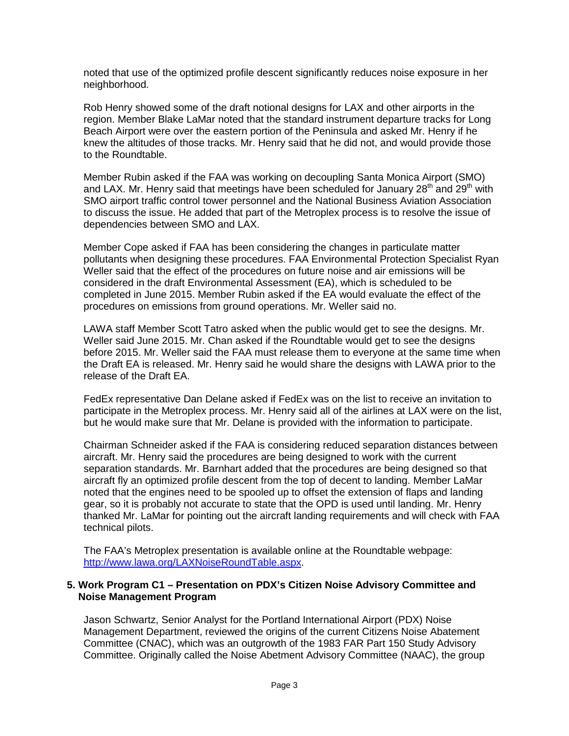noted that use of the optimized profile descent significantly reduces noise exposure in her neighborhood.

Rob Henry showed some of the draft notional designs for LAX and other airports in the region. Member Blake LaMar noted that the standard instrument departure tracks for Long Beach Airport were over the eastern portion of the Peninsula and asked Mr. Henry if he knew the altitudes of those tracks. Mr. Henry said that he did not, and would provide those to the Roundtable.

Member Rubin asked if the FAA was working on decoupling Santa Monica Airport (SMO) and LAX. Mr. Henry said that meetings have been scheduled for January 28th and 29th with SMO airport traffic control tower personnel and the National Business Aviation Association to discuss the issue. He added that part of the Metroplex process is to resolve the issue of dependencies between SMO and LAX.

Member Cope asked if FAA has been considering the changes in particulate matter pollutants when designing these procedures. FAA Environmental Protection Specialist Ryan Weller said that the effect of the procedures on future noise and air emissions will be considered in the draft Environmental Assessment (EA), which is scheduled to be completed in June 2015. Member Rubin asked if the EA would evaluate the effect of the procedures on emissions from ground operations. Mr. Weller said no.

LAWA staff Member Scott Tatro asked when the public would get to see the designs. Mr. Weller said June 2015. Mr. Chan asked if the Roundtable would get to see the designs before 2015. Mr. Weller said the FAA must release them to everyone at the same time when the Draft EA is released. Mr. Henry said he would share the designs with LAWA prior to the release of the Draft EA.

FedEx representative Dan Delane asked if FedEx was on the list to receive an invitation to participate in the Metroplex process. Mr. Henry said all of the airlines at LAX were on the list, but he would make sure that Mr. Delane is provided with the information to participate.

Chairman Schneider asked if the FAA is considering reduced separation distances between aircraft. Mr. Henry said the procedures are being designed to work with the current separation standards. Mr. Barnhart added that the procedures are being designed so that aircraft fly an optimized profile descent from the top of decent to landing. Member LaMar noted that the engines need to be spooled up to offset the extension of flaps and landing gear, so it is probably not accurate to state that the OPD is used until landing. Mr. Henry thanked Mr. LaMar for pointing out the aircraft landing requirements and will check with FAA technical pilots.

The FAA's Metroplex presentation is available online at the Roundtable webpage: http://www.lawa.org/LAXNoiseRoundTable.aspx.

**5. Work Program C1 – Presentation on PDX's Citizen Noise Advisory Committee and Noise Management Program**

Jason Schwartz, Senior Analyst for the Portland International Airport (PDX) Noise Management Department, reviewed the origins of the current Citizens Noise Abatement Committee (CNAC), which was an outgrowth of the 1983 FAR Part 150 Study Advisory Committee. Originally called the Noise Abetment Advisory Committee (NAAC), the group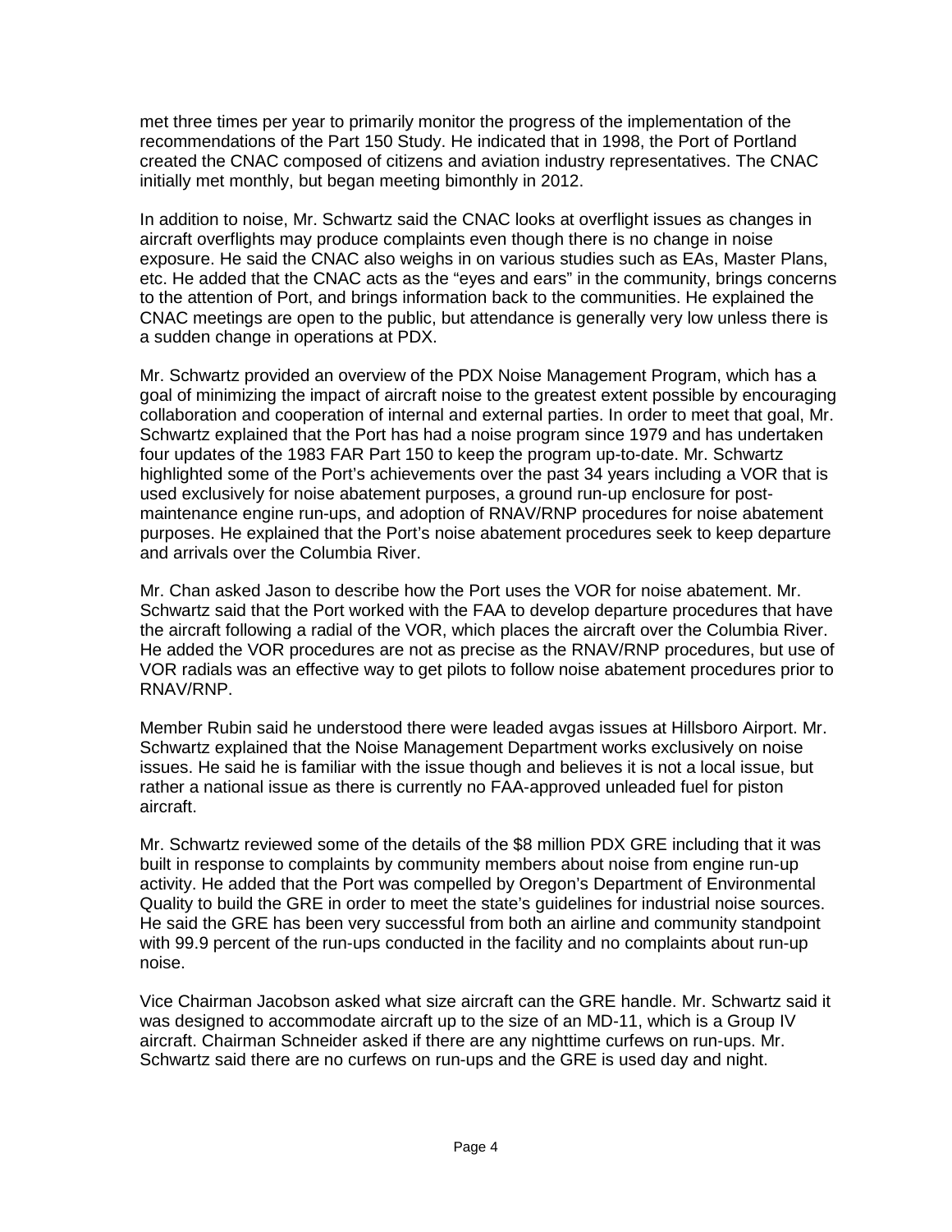met three times per year to primarily monitor the progress of the implementation of the recommendations of the Part 150 Study. He indicated that in 1998, the Port of Portland created the CNAC composed of citizens and aviation industry representatives. The CNAC initially met monthly, but began meeting bimonthly in 2012.

In addition to noise, Mr. Schwartz said the CNAC looks at overflight issues as changes in aircraft overflights may produce complaints even though there is no change in noise exposure. He said the CNAC also weighs in on various studies such as EAs, Master Plans, etc. He added that the CNAC acts as the "eyes and ears" in the community, brings concerns to the attention of Port, and brings information back to the communities. He explained the CNAC meetings are open to the public, but attendance is generally very low unless there is a sudden change in operations at PDX.

Mr. Schwartz provided an overview of the PDX Noise Management Program, which has a goal of minimizing the impact of aircraft noise to the greatest extent possible by encouraging collaboration and cooperation of internal and external parties. In order to meet that goal, Mr. Schwartz explained that the Port has had a noise program since 1979 and has undertaken four updates of the 1983 FAR Part 150 to keep the program up-to-date. Mr. Schwartz highlighted some of the Port's achievements over the past 34 years including a VOR that is used exclusively for noise abatement purposes, a ground run-up enclosure for post-maintenance engine run-ups, and adoption of RNAV/RNP procedures for noise abatement purposes. He explained that the Port's noise abatement procedures seek to keep departure and arrivals over the Columbia River.

Mr. Chan asked Jason to describe how the Port uses the VOR for noise abatement. Mr. Schwartz said that the Port worked with the FAA to develop departure procedures that have the aircraft following a radial of the VOR, which places the aircraft over the Columbia River. He added the VOR procedures are not as precise as the RNAV/RNP procedures, but use of VOR radials was an effective way to get pilots to follow noise abatement procedures prior to RNAV/RNP.

Member Rubin said he understood there were leaded avgas issues at Hillsboro Airport. Mr. Schwartz explained that the Noise Management Department works exclusively on noise issues. He said he is familiar with the issue though and believes it is not a local issue, but rather a national issue as there is currently no FAA-approved unleaded fuel for piston aircraft.

Mr. Schwartz reviewed some of the details of the $8 million PDX GRE including that it was built in response to complaints by community members about noise from engine run-up activity. He added that the Port was compelled by Oregon's Department of Environmental Quality to build the GRE in order to meet the state's guidelines for industrial noise sources. He said the GRE has been very successful from both an airline and community standpoint with 99.9 percent of the run-ups conducted in the facility and no complaints about run-up noise.

Vice Chairman Jacobson asked what size aircraft can the GRE handle. Mr. Schwartz said it was designed to accommodate aircraft up to the size of an MD-11, which is a Group IV aircraft. Chairman Schneider asked if there are any nighttime curfews on run-ups. Mr. Schwartz said there are no curfews on run-ups and the GRE is used day and night.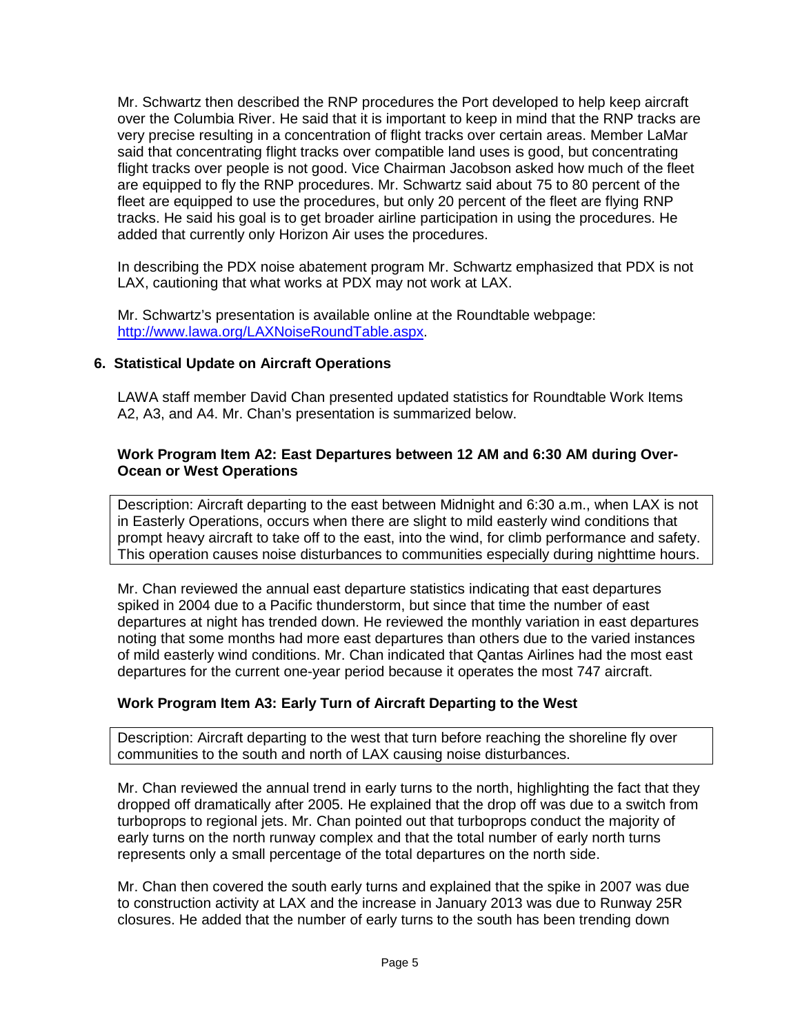Mr. Schwartz then described the RNP procedures the Port developed to help keep aircraft over the Columbia River. He said that it is important to keep in mind that the RNP tracks are very precise resulting in a concentration of flight tracks over certain areas. Member LaMar said that concentrating flight tracks over compatible land uses is good, but concentrating flight tracks over people is not good. Vice Chairman Jacobson asked how much of the fleet are equipped to fly the RNP procedures. Mr. Schwartz said about 75 to 80 percent of the fleet are equipped to use the procedures, but only 20 percent of the fleet are flying RNP tracks. He said his goal is to get broader airline participation in using the procedures. He added that currently only Horizon Air uses the procedures.

In describing the PDX noise abatement program Mr. Schwartz emphasized that PDX is not LAX, cautioning that what works at PDX may not work at LAX.

Mr. Schwartz's presentation is available online at the Roundtable webpage: http://www.lawa.org/LAXNoiseRoundTable.aspx.

## 6. Statistical Update on Aircraft Operations

LAWA staff member David Chan presented updated statistics for Roundtable Work Items A2, A3, and A4. Mr. Chan's presentation is summarized below.

### Work Program Item A2: East Departures between 12 AM and 6:30 AM during Over-Ocean or West Operations

| Description: Aircraft departing to the east between Midnight and 6:30 a.m., when LAX is not in Easterly Operations, occurs when there are slight to mild easterly wind conditions that prompt heavy aircraft to take off to the east, into the wind, for climb performance and safety. This operation causes noise disturbances to communities especially during nighttime hours. |
|---|

Mr. Chan reviewed the annual east departure statistics indicating that east departures spiked in 2004 due to a Pacific thunderstorm, but since that time the number of east departures at night has trended down. He reviewed the monthly variation in east departures noting that some months had more east departures than others due to the varied instances of mild easterly wind conditions. Mr. Chan indicated that Qantas Airlines had the most east departures for the current one-year period because it operates the most 747 aircraft.

### Work Program Item A3: Early Turn of Aircraft Departing to the West

| Description: Aircraft departing to the west that turn before reaching the shoreline fly over communities to the south and north of LAX causing noise disturbances. |
|---|

Mr. Chan reviewed the annual trend in early turns to the north, highlighting the fact that they dropped off dramatically after 2005. He explained that the drop off was due to a switch from turboprops to regional jets. Mr. Chan pointed out that turboprops conduct the majority of early turns on the north runway complex and that the total number of early north turns represents only a small percentage of the total departures on the north side.

Mr. Chan then covered the south early turns and explained that the spike in 2007 was due to construction activity at LAX and the increase in January 2013 was due to Runway 25R closures. He added that the number of early turns to the south has been trending down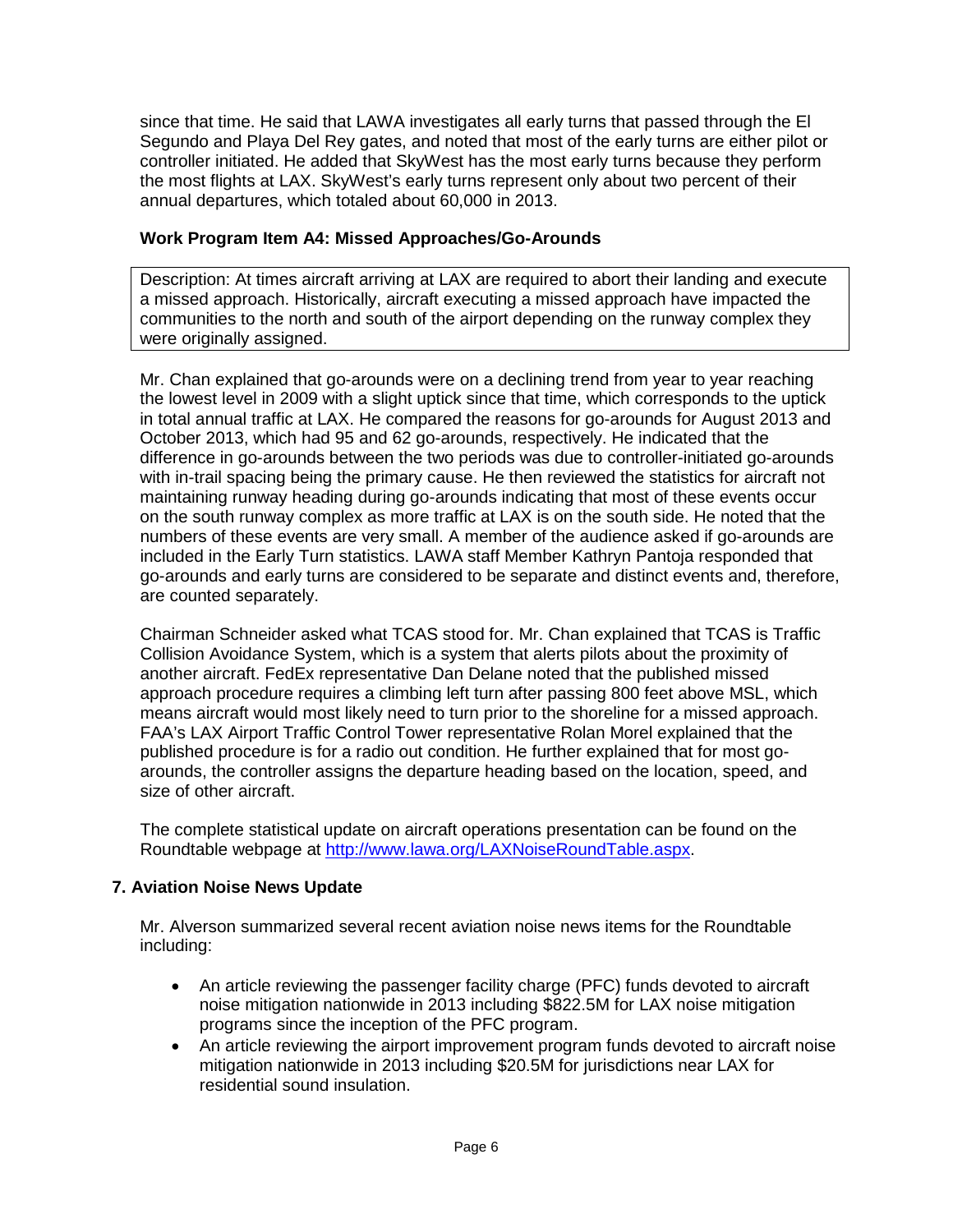since that time. He said that LAWA investigates all early turns that passed through the El Segundo and Playa Del Rey gates, and noted that most of the early turns are either pilot or controller initiated. He added that SkyWest has the most early turns because they perform the most flights at LAX. SkyWest's early turns represent only about two percent of their annual departures, which totaled about 60,000 in 2013.

**Work Program Item A4: Missed Approaches/Go-Arounds**

Description: At times aircraft arriving at LAX are required to abort their landing and execute a missed approach. Historically, aircraft executing a missed approach have impacted the communities to the north and south of the airport depending on the runway complex they were originally assigned.

Mr. Chan explained that go-arounds were on a declining trend from year to year reaching the lowest level in 2009 with a slight uptick since that time, which corresponds to the uptick in total annual traffic at LAX. He compared the reasons for go-arounds for August 2013 and October 2013, which had 95 and 62 go-arounds, respectively. He indicated that the difference in go-arounds between the two periods was due to controller-initiated go-arounds with in-trail spacing being the primary cause. He then reviewed the statistics for aircraft not maintaining runway heading during go-arounds indicating that most of these events occur on the south runway complex as more traffic at LAX is on the south side. He noted that the numbers of these events are very small. A member of the audience asked if go-arounds are included in the Early Turn statistics. LAWA staff Member Kathryn Pantoja responded that go-arounds and early turns are considered to be separate and distinct events and, therefore, are counted separately.

Chairman Schneider asked what TCAS stood for. Mr. Chan explained that TCAS is Traffic Collision Avoidance System, which is a system that alerts pilots about the proximity of another aircraft. FedEx representative Dan Delane noted that the published missed approach procedure requires a climbing left turn after passing 800 feet above MSL, which means aircraft would most likely need to turn prior to the shoreline for a missed approach. FAA's LAX Airport Traffic Control Tower representative Rolan Morel explained that the published procedure is for a radio out condition. He further explained that for most go-arounds, the controller assigns the departure heading based on the location, speed, and size of other aircraft.

The complete statistical update on aircraft operations presentation can be found on the Roundtable webpage at http://www.lawa.org/LAXNoiseRoundTable.aspx.

## 7. Aviation Noise News Update

Mr. Alverson summarized several recent aviation noise news items for the Roundtable including:

- An article reviewing the passenger facility charge (PFC) funds devoted to aircraft noise mitigation nationwide in 2013 including \$822.5M for LAX noise mitigation programs since the inception of the PFC program.
- An article reviewing the airport improvement program funds devoted to aircraft noise mitigation nationwide in 2013 including \$20.5M for jurisdictions near LAX for residential sound insulation.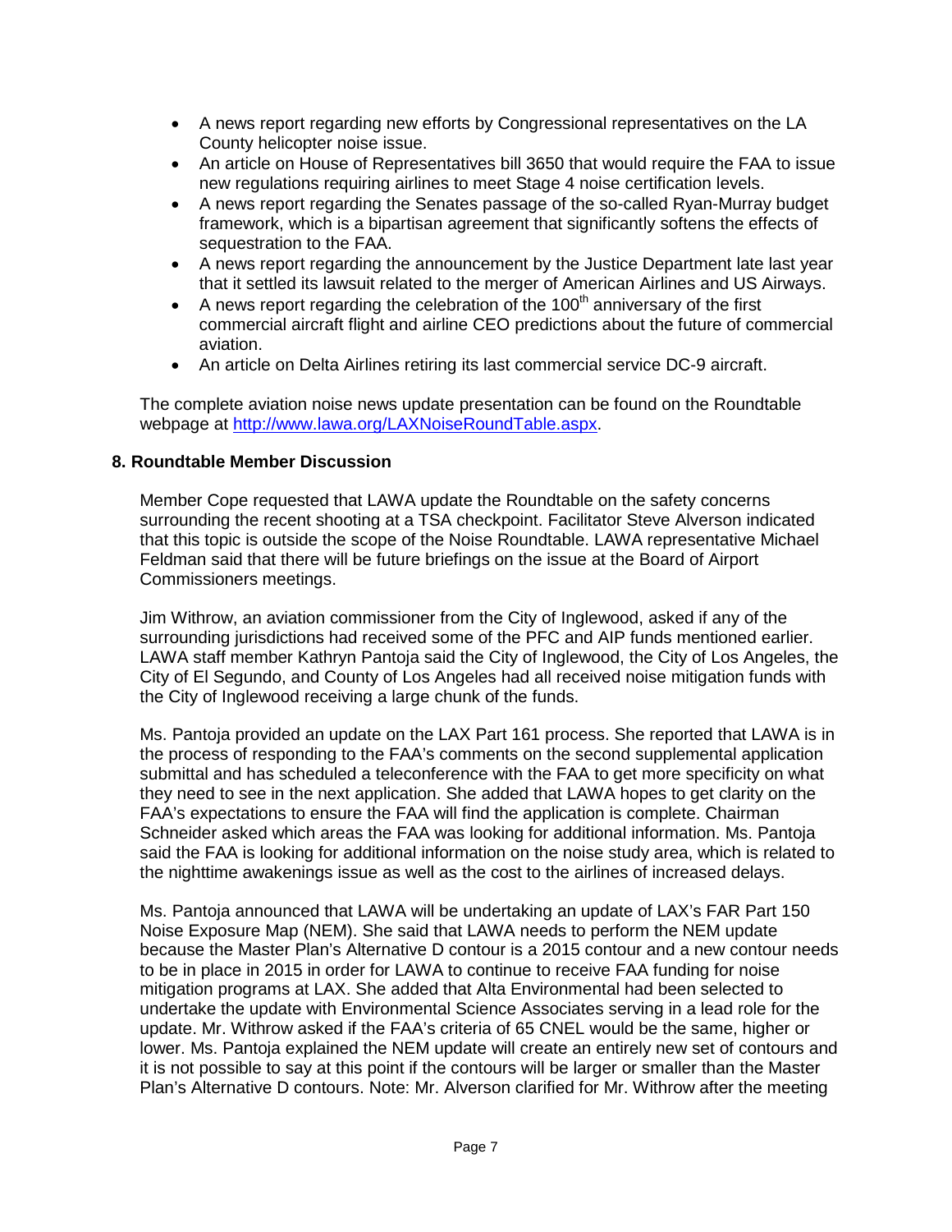- A news report regarding new efforts by Congressional representatives on the LA County helicopter noise issue.
- An article on House of Representatives bill 3650 that would require the FAA to issue new regulations requiring airlines to meet Stage 4 noise certification levels.
- A news report regarding the Senates passage of the so-called Ryan-Murray budget framework, which is a bipartisan agreement that significantly softens the effects of sequestration to the FAA.
- A news report regarding the announcement by the Justice Department late last year that it settled its lawsuit related to the merger of American Airlines and US Airways.
- A news report regarding the celebration of the 100th anniversary of the first commercial aircraft flight and airline CEO predictions about the future of commercial aviation.
- An article on Delta Airlines retiring its last commercial service DC-9 aircraft.

The complete aviation noise news update presentation can be found on the Roundtable webpage at http://www.lawa.org/LAXNoiseRoundTable.aspx.

**8. Roundtable Member Discussion**

Member Cope requested that LAWA update the Roundtable on the safety concerns surrounding the recent shooting at a TSA checkpoint. Facilitator Steve Alverson indicated that this topic is outside the scope of the Noise Roundtable. LAWA representative Michael Feldman said that there will be future briefings on the issue at the Board of Airport Commissioners meetings.

Jim Withrow, an aviation commissioner from the City of Inglewood, asked if any of the surrounding jurisdictions had received some of the PFC and AIP funds mentioned earlier. LAWA staff member Kathryn Pantoja said the City of Inglewood, the City of Los Angeles, the City of El Segundo, and County of Los Angeles had all received noise mitigation funds with the City of Inglewood receiving a large chunk of the funds.

Ms. Pantoja provided an update on the LAX Part 161 process. She reported that LAWA is in the process of responding to the FAA's comments on the second supplemental application submittal and has scheduled a teleconference with the FAA to get more specificity on what they need to see in the next application. She added that LAWA hopes to get clarity on the FAA's expectations to ensure the FAA will find the application is complete. Chairman Schneider asked which areas the FAA was looking for additional information. Ms. Pantoja said the FAA is looking for additional information on the noise study area, which is related to the nighttime awakenings issue as well as the cost to the airlines of increased delays.

Ms. Pantoja announced that LAWA will be undertaking an update of LAX's FAR Part 150 Noise Exposure Map (NEM). She said that LAWA needs to perform the NEM update because the Master Plan's Alternative D contour is a 2015 contour and a new contour needs to be in place in 2015 in order for LAWA to continue to receive FAA funding for noise mitigation programs at LAX. She added that Alta Environmental had been selected to undertake the update with Environmental Science Associates serving in a lead role for the update. Mr. Withrow asked if the FAA's criteria of 65 CNEL would be the same, higher or lower. Ms. Pantoja explained the NEM update will create an entirely new set of contours and it is not possible to say at this point if the contours will be larger or smaller than the Master Plan's Alternative D contours. Note: Mr. Alverson clarified for Mr. Withrow after the meeting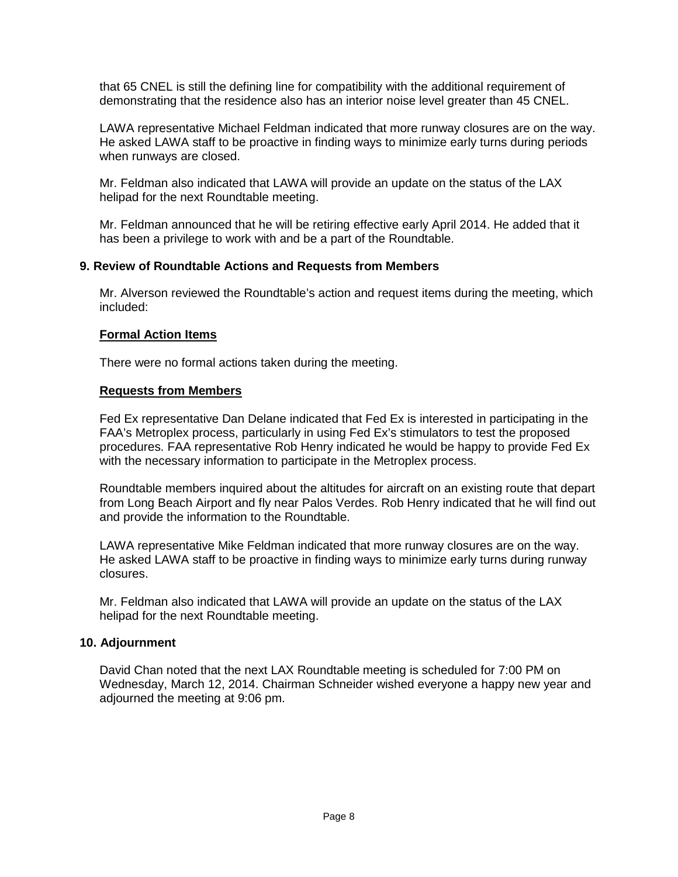that 65 CNEL is still the defining line for compatibility with the additional requirement of demonstrating that the residence also has an interior noise level greater than 45 CNEL.

LAWA representative Michael Feldman indicated that more runway closures are on the way. He asked LAWA staff to be proactive in finding ways to minimize early turns during periods when runways are closed.

Mr. Feldman also indicated that LAWA will provide an update on the status of the LAX helipad for the next Roundtable meeting.

Mr. Feldman announced that he will be retiring effective early April 2014. He added that it has been a privilege to work with and be a part of the Roundtable.

## 9. Review of Roundtable Actions and Requests from Members

Mr. Alverson reviewed the Roundtable's action and request items during the meeting, which included:

### Formal Action Items

There were no formal actions taken during the meeting.

### Requests from Members

Fed Ex representative Dan Delane indicated that Fed Ex is interested in participating in the FAA's Metroplex process, particularly in using Fed Ex's stimulators to test the proposed procedures. FAA representative Rob Henry indicated he would be happy to provide Fed Ex with the necessary information to participate in the Metroplex process.

Roundtable members inquired about the altitudes for aircraft on an existing route that depart from Long Beach Airport and fly near Palos Verdes. Rob Henry indicated that he will find out and provide the information to the Roundtable.

LAWA representative Mike Feldman indicated that more runway closures are on the way. He asked LAWA staff to be proactive in finding ways to minimize early turns during runway closures.

Mr. Feldman also indicated that LAWA will provide an update on the status of the LAX helipad for the next Roundtable meeting.

## 10. Adjournment

David Chan noted that the next LAX Roundtable meeting is scheduled for 7:00 PM on Wednesday, March 12, 2014. Chairman Schneider wished everyone a happy new year and adjourned the meeting at 9:06 pm.